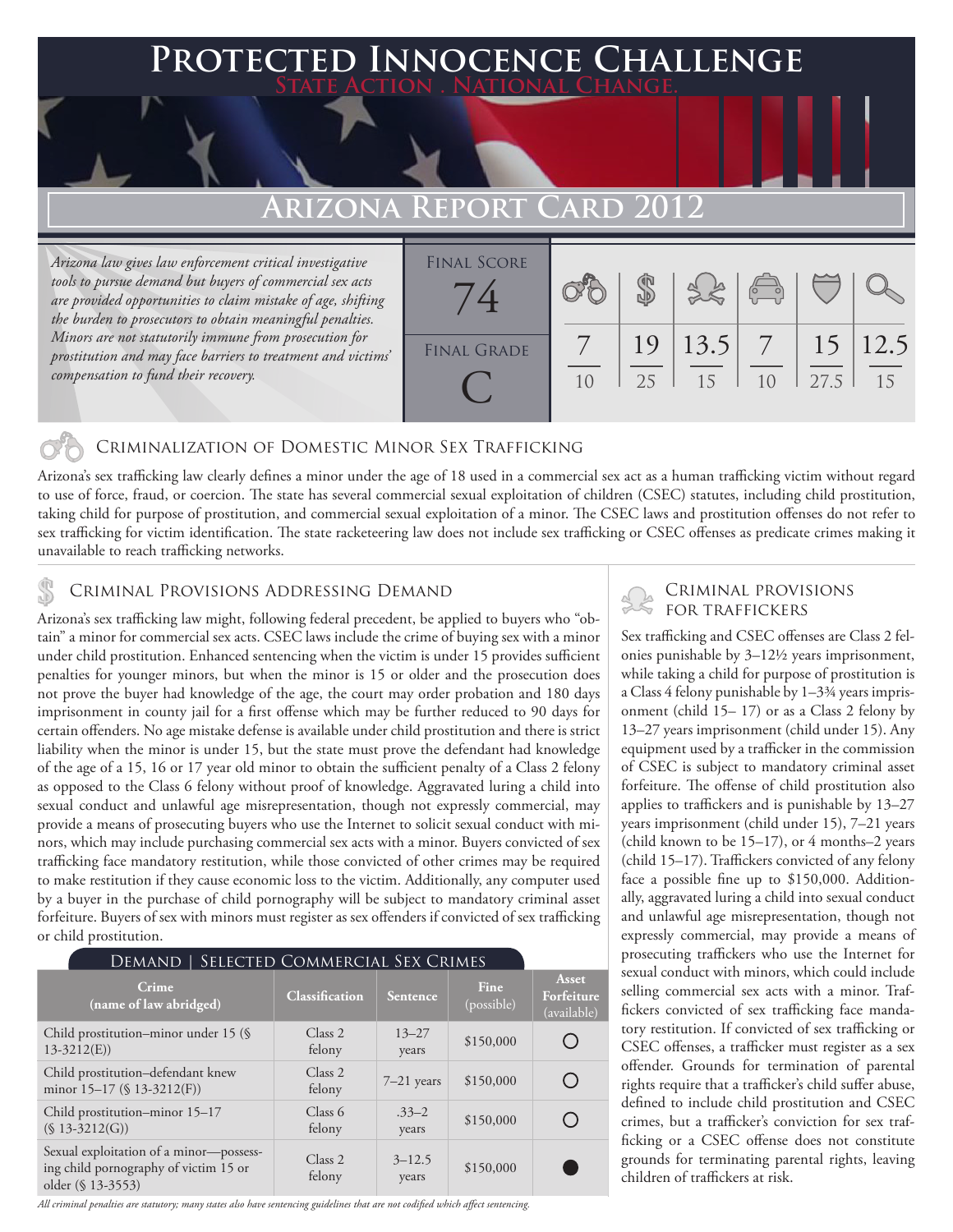# Protected Innocence Challenge

State Action . National Change.

## Arizona Report Card 2012

*Arizona law gives law enforcement critical investigative tools to pursue demand but buyers of commercial sex acts are provided opportunities to claim mistake of age, shifting the burden to prosecutors to obtain meaningful penalties. Minors are not statutorily immune from prosecution for prostitution and may face barriers to treatment and victims' compensation to fund their recovery.*

| Final Score | Final Grade |
|---|---|
| 74 | C |

| Criminalization of Domestic Minor Sex Trafficking | Criminal Provisions Addressing Demand | Criminal Provisions for Traffickers | Criminal Provisions for Facilitators | Protective Provisions for the Child Victims | Criminal Justice Tools for Investigation and Prosecutions |
|---|---|---|---|---|---|
| 7/10 | 19/25 | 13.5/15 | 7/10 | 15/27.5 | 12.5/15 |

### Criminalization of Domestic Minor Sex Trafficking

Arizona's sex trafficking law clearly defines a minor under the age of 18 used in a commercial sex act as a human trafficking victim without regard to use of force, fraud, or coercion. The state has several commercial sexual exploitation of children (CSEC) statutes, including child prostitution, taking child for purpose of prostitution, and commercial sexual exploitation of a minor. The CSEC laws and prostitution offenses do not refer to sex trafficking for victim identification. The state racketeering law does not include sex trafficking or CSEC offenses as predicate crimes making it unavailable to reach trafficking networks.

### Criminal Provisions Addressing Demand

Arizona's sex trafficking law might, following federal precedent, be applied to buyers who "obtain" a minor for commercial sex acts. CSEC laws include the crime of buying sex with a minor under child prostitution. Enhanced sentencing when the victim is under 15 provides sufficient penalties for younger minors, but when the minor is 15 or older and the prosecution does not prove the buyer had knowledge of the age, the court may order probation and 180 days imprisonment in county jail for a first offense which may be further reduced to 90 days for certain offenders. No age mistake defense is available under child prostitution and there is strict liability when the minor is under 15, but the state must prove the defendant had knowledge of the age of a 15, 16 or 17 year old minor to obtain the sufficient penalty of a Class 2 felony as opposed to the Class 6 felony without proof of knowledge. Aggravated luring a child into sexual conduct and unlawful age misrepresentation, though not expressly commercial, may provide a means of prosecuting buyers who use the Internet to solicit sexual conduct with minors, which may include purchasing commercial sex acts with a minor. Buyers convicted of sex trafficking face mandatory restitution, while those convicted of other crimes may be required to make restitution if they cause economic loss to the victim. Additionally, any computer used by a buyer in the purchase of child pornography will be subject to mandatory criminal asset forfeiture. Buyers of sex with minors must register as sex offenders if convicted of sex trafficking or child prostitution.

**Demand | Selected Commercial Sex Crimes**

| Crime (name of law abridged) | Classification | Sentence | Fine (possible) | Asset Forfeiture (available) |
|---|---|---|---|---|
| Child prostitution–minor under 15 (§ 13-3212(E)) | Class 2 felony | 13–27 years | $150,000 | ○ |
| Child prostitution–defendant knew minor 15–17 (§ 13-3212(F)) | Class 2 felony | 7–21 years | $150,000 | ○ |
| Child prostitution–minor 15–17 (§ 13-3212(G)) | Class 6 felony | .33–2 years | $150,000 | ○ |
| Sexual exploitation of a minor—possessing child pornography of victim 15 or older (§ 13-3553) | Class 2 felony | 3–12.5 years | $150,000 | ● |

*All criminal penalties are statutory; many states also have sentencing guidelines that are not codified which affect sentencing.*

### Criminal Provisions for Traffickers

Sex trafficking and CSEC offenses are Class 2 felonies punishable by 3–12½ years imprisonment, while taking a child for purpose of prostitution is a Class 4 felony punishable by 1–3¾ years imprisonment (child 15– 17) or as a Class 2 felony by 13–27 years imprisonment (child under 15). Any equipment used by a trafficker in the commission of CSEC is subject to mandatory criminal asset forfeiture. The offense of child prostitution also applies to traffickers and is punishable by 13–27 years imprisonment (child under 15), 7–21 years (child known to be 15–17), or 4 months–2 years (child 15–17). Traffickers convicted of any felony face a possible fine up to $150,000. Additionally, aggravated luring a child into sexual conduct and unlawful age misrepresentation, though not expressly commercial, may provide a means of prosecuting traffickers who use the Internet for sexual conduct with minors, which could include selling commercial sex acts with a minor. Traffickers convicted of sex trafficking face mandatory restitution. If convicted of sex trafficking or CSEC offenses, a trafficker must register as a sex offender. Grounds for termination of parental rights require that a trafficker's child suffer abuse, defined to include child prostitution and CSEC crimes, but a trafficker's conviction for sex trafficking or a CSEC offense does not constitute grounds for terminating parental rights, leaving children of traffickers at risk.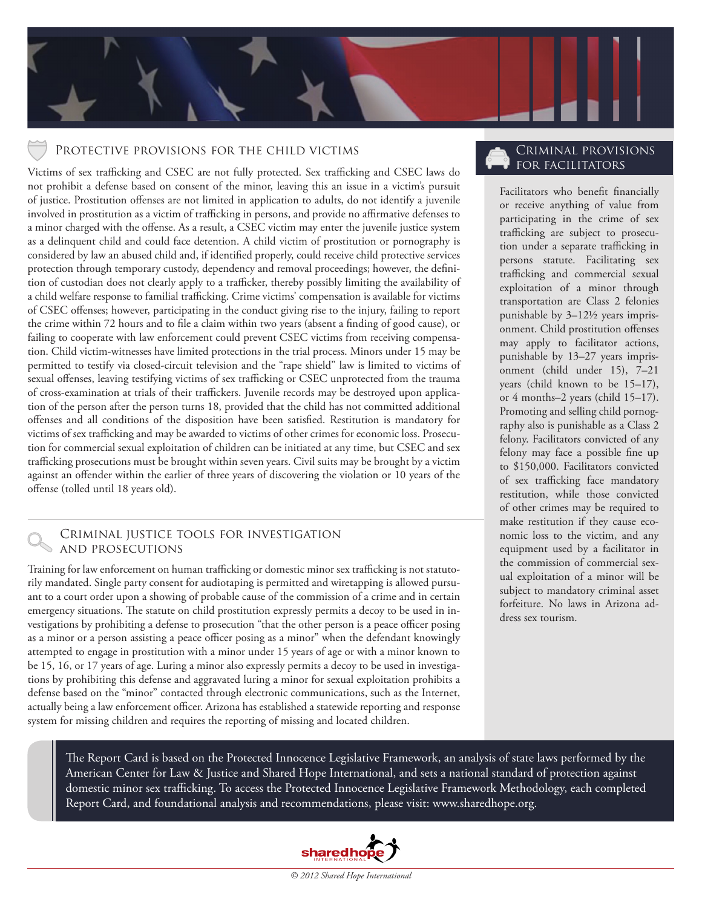## Protective provisions for the child victims

Victims of sex trafficking and CSEC are not fully protected. Sex trafficking and CSEC laws do not prohibit a defense based on consent of the minor, leaving this an issue in a victim's pursuit of justice. Prostitution offenses are not limited in application to adults, do not identify a juvenile involved in prostitution as a victim of trafficking in persons, and provide no affirmative defenses to a minor charged with the offense. As a result, a CSEC victim may enter the juvenile justice system as a delinquent child and could face detention. A child victim of prostitution or pornography is considered by law an abused child and, if identified properly, could receive child protective services protection through temporary custody, dependency and removal proceedings; however, the definition of custodian does not clearly apply to a trafficker, thereby possibly limiting the availability of a child welfare response to familial trafficking. Crime victims' compensation is available for victims of CSEC offenses; however, participating in the conduct giving rise to the injury, failing to report the crime within 72 hours and to file a claim within two years (absent a finding of good cause), or failing to cooperate with law enforcement could prevent CSEC victims from receiving compensation. Child victim-witnesses have limited protections in the trial process. Minors under 15 may be permitted to testify via closed-circuit television and the "rape shield" law is limited to victims of sexual offenses, leaving testifying victims of sex trafficking or CSEC unprotected from the trauma of cross-examination at trials of their traffickers. Juvenile records may be destroyed upon application of the person after the person turns 18, provided that the child has not committed additional offenses and all conditions of the disposition have been satisfied. Restitution is mandatory for victims of sex trafficking and may be awarded to victims of other crimes for economic loss. Prosecution for commercial sexual exploitation of children can be initiated at any time, but CSEC and sex trafficking prosecutions must be brought within seven years. Civil suits may be brought by a victim against an offender within the earlier of three years of discovering the violation or 10 years of the offense (tolled until 18 years old).

## Criminal justice tools for investigation and prosecutions

Training for law enforcement on human trafficking or domestic minor sex trafficking is not statutorily mandated. Single party consent for audiotaping is permitted and wiretapping is allowed pursuant to a court order upon a showing of probable cause of the commission of a crime and in certain emergency situations. The statute on child prostitution expressly permits a decoy to be used in investigations by prohibiting a defense to prosecution "that the other person is a peace officer posing as a minor or a person assisting a peace officer posing as a minor" when the defendant knowingly attempted to engage in prostitution with a minor under 15 years of age or with a minor known to be 15, 16, or 17 years of age. Luring a minor also expressly permits a decoy to be used in investigations by prohibiting this defense and aggravated luring a minor for sexual exploitation prohibits a defense based on the "minor" contacted through electronic communications, such as the Internet, actually being a law enforcement officer. Arizona has established a statewide reporting and response system for missing children and requires the reporting of missing and located children.

## Criminal provisions for facilitators

Facilitators who benefit financially or receive anything of value from participating in the crime of sex trafficking are subject to prosecution under a separate trafficking in persons statute. Facilitating sex trafficking and commercial sexual exploitation of a minor through transportation are Class 2 felonies punishable by 3–12½ years imprisonment. Child prostitution offenses may apply to facilitator actions, punishable by 13–27 years imprisonment (child under 15), 7–21 years (child known to be 15–17), or 4 months–2 years (child 15–17). Promoting and selling child pornography also is punishable as a Class 2 felony. Facilitators convicted of any felony may face a possible fine up to $150,000. Facilitators convicted of sex trafficking face mandatory restitution, while those convicted of other crimes may be required to make restitution if they cause economic loss to the victim, and any equipment used by a facilitator in the commission of commercial sexual exploitation of a minor will be subject to mandatory criminal asset forfeiture. No laws in Arizona address sex tourism.

The Report Card is based on the Protected Innocence Legislative Framework, an analysis of state laws performed by the American Center for Law & Justice and Shared Hope International, and sets a national standard of protection against domestic minor sex trafficking. To access the Protected Innocence Legislative Framework Methodology, each completed Report Card, and foundational analysis and recommendations, please visit: www.sharedhope.org.

*© 2012 Shared Hope International*